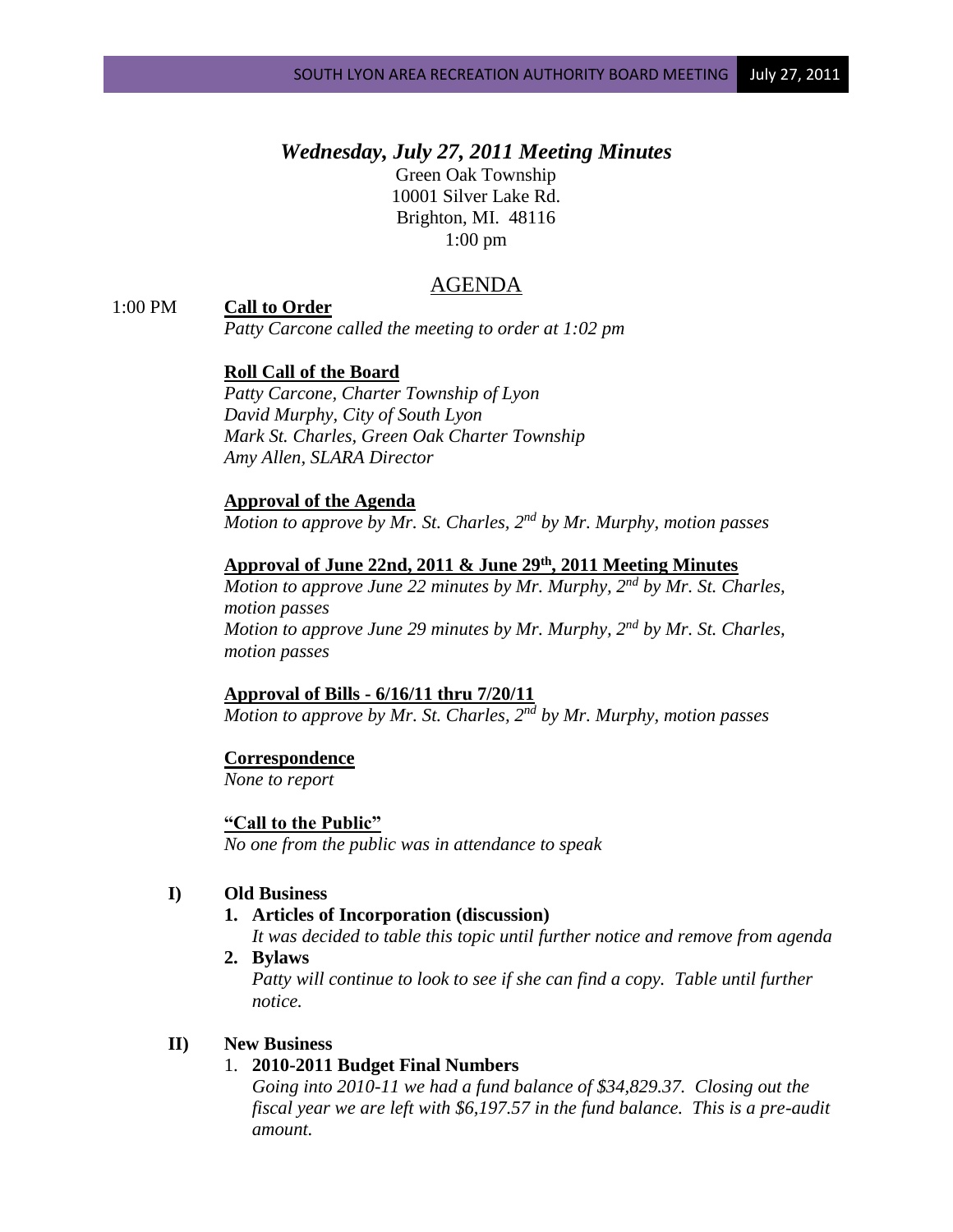# *Wednesday, July 27, 2011 Meeting Minutes*

Green Oak Township
10001 Silver Lake Rd.
Brighton, MI. 48116
1:00 pm

## AGENDA

1:00 PM **Call to Order**

*Patty Carcone called the meeting to order at 1:02 pm*

**Roll Call of the Board**

*Patty Carcone, Charter Township of Lyon*
*David Murphy, City of South Lyon*
*Mark St. Charles, Green Oak Charter Township*
*Amy Allen, SLARA Director*

**Approval of the Agenda**

*Motion to approve by Mr. St. Charles, 2nd by Mr. Murphy, motion passes*

**Approval of June 22nd, 2011 & June 29th, 2011 Meeting Minutes**

*Motion to approve June 22 minutes by Mr. Murphy, 2nd by Mr. St. Charles, motion passes*
*Motion to approve June 29 minutes by Mr. Murphy, 2nd by Mr. St. Charles, motion passes*

**Approval of Bills - 6/16/11 thru 7/20/11**

*Motion to approve by Mr. St. Charles, 2nd by Mr. Murphy, motion passes*

**Correspondence**

*None to report*

**"Call to the Public"**

*No one from the public was in attendance to speak*

**I) Old Business**

1. **Articles of Incorporation (discussion)**
   *It was decided to table this topic until further notice and remove from agenda*
2. **Bylaws**
   *Patty will continue to look to see if she can find a copy. Table until further notice.*

**II) New Business**

1. **2010-2011 Budget Final Numbers**
   *Going into 2010-11 we had a fund balance of $34,829.37. Closing out the fiscal year we are left with $6,197.57 in the fund balance. This is a pre-audit amount.*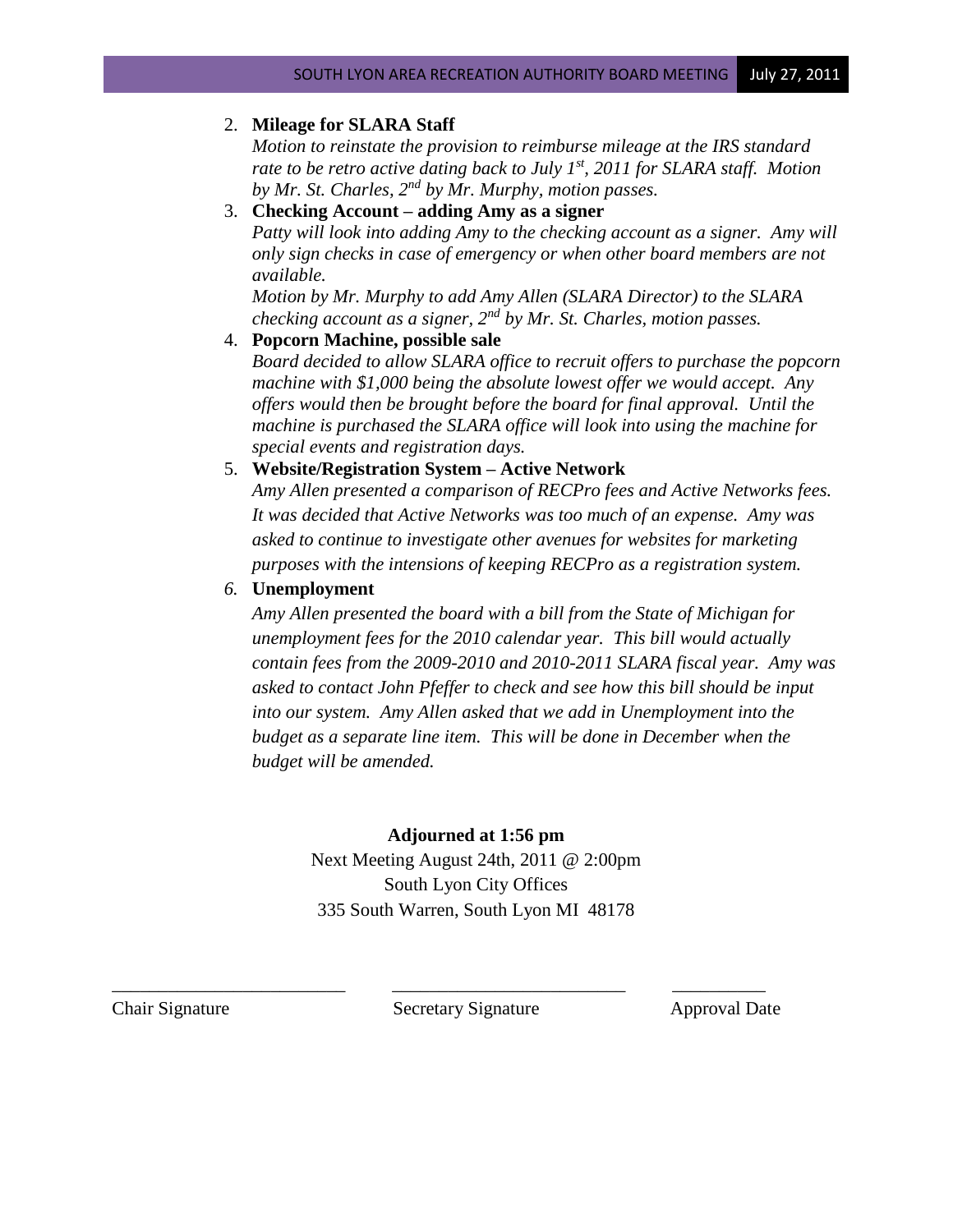2. **Mileage for SLARA Staff**

   *Motion to reinstate the provision to reimburse mileage at the IRS standard rate to be retro active dating back to July 1st, 2011 for SLARA staff. Motion by Mr. St. Charles, 2nd by Mr. Murphy, motion passes.*

3. **Checking Account – adding Amy as a signer**

   *Patty will look into adding Amy to the checking account as a signer. Amy will only sign checks in case of emergency or when other board members are not available.*

   *Motion by Mr. Murphy to add Amy Allen (SLARA Director) to the SLARA checking account as a signer, 2nd by Mr. St. Charles, motion passes.*

4. **Popcorn Machine, possible sale**

   *Board decided to allow SLARA office to recruit offers to purchase the popcorn machine with $1,000 being the absolute lowest offer we would accept. Any offers would then be brought before the board for final approval. Until the machine is purchased the SLARA office will look into using the machine for special events and registration days.*

5. **Website/Registration System – Active Network**

   *Amy Allen presented a comparison of RECPro fees and Active Networks fees. It was decided that Active Networks was too much of an expense. Amy was asked to continue to investigate other avenues for websites for marketing purposes with the intensions of keeping RECPro as a registration system.*

6. **Unemployment**

   *Amy Allen presented the board with a bill from the State of Michigan for unemployment fees for the 2010 calendar year. This bill would actually contain fees from the 2009-2010 and 2010-2011 SLARA fiscal year. Amy was asked to contact John Pfeffer to check and see how this bill should be input into our system. Amy Allen asked that we add in Unemployment into the budget as a separate line item. This will be done in December when the budget will be amended.*

**Adjourned at 1:56 pm**

Next Meeting August 24th, 2011 @ 2:00pm
South Lyon City Offices
335 South Warren, South Lyon MI 48178

\_\_\_\_\_\_\_\_\_\_\_\_\_\_\_\_\_\_\_\_\_\_\_\_\_ \_\_\_\_\_\_\_\_\_\_\_\_\_\_\_\_\_\_\_\_\_\_\_\_\_ \_\_\_\_\_\_\_\_\_\_

Chair Signature Secretary Signature Approval Date